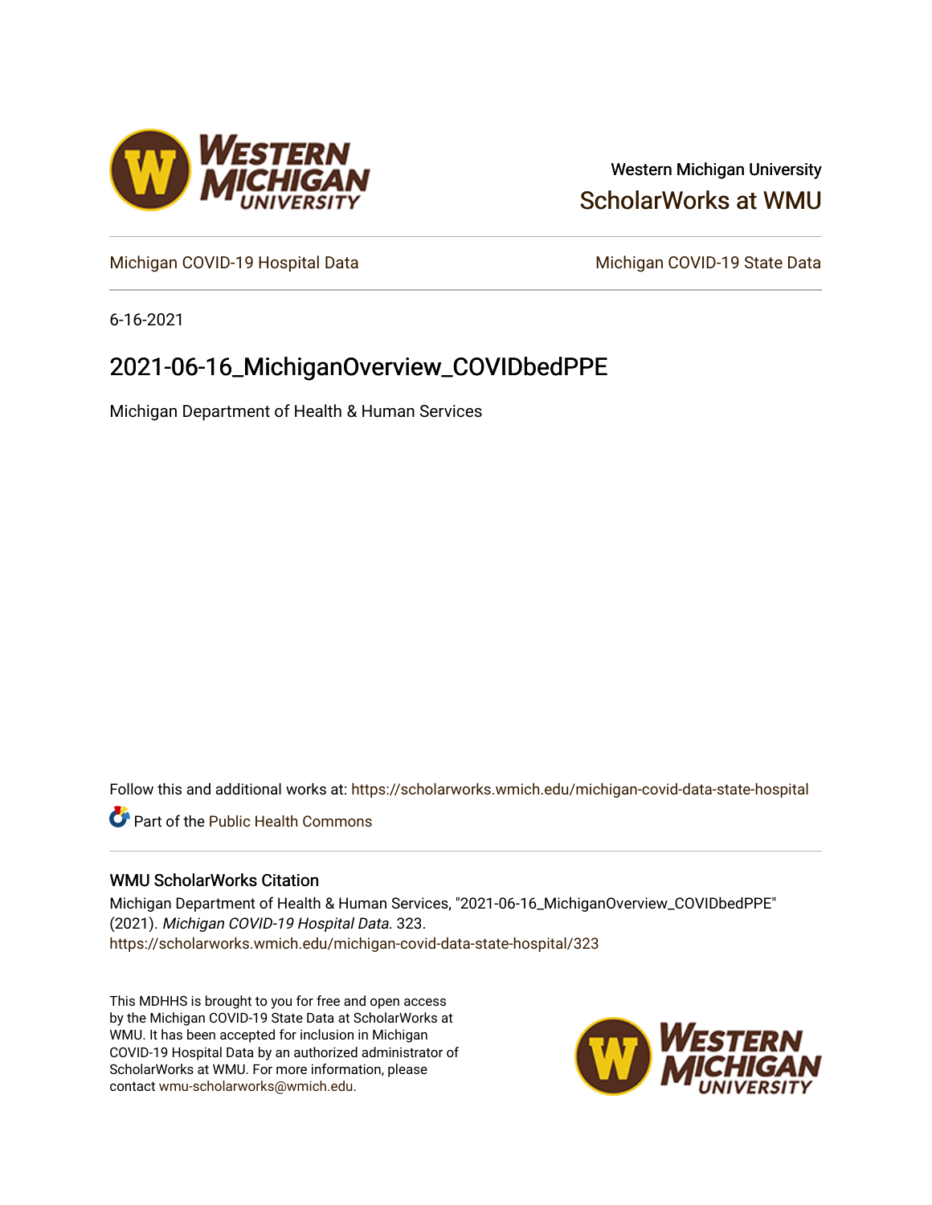Western Michigan University

ScholarWorks at WMU

Michigan COVID-19 Hospital Data

Michigan COVID-19 State Data

6-16-2021

# 2021-06-16_MichiganOverview_COVIDbedPPE

Michigan Department of Health & Human Services

Follow this and additional works at: https://scholarworks.wmich.edu/michigan-covid-data-state-hospital

Part of the Public Health Commons

## WMU ScholarWorks Citation

Michigan Department of Health & Human Services, "2021-06-16_MichiganOverview_COVIDbedPPE" (2021). *Michigan COVID-19 Hospital Data*. 323.
https://scholarworks.wmich.edu/michigan-covid-data-state-hospital/323

This MDHHS is brought to you for free and open access by the Michigan COVID-19 State Data at ScholarWorks at WMU. It has been accepted for inclusion in Michigan COVID-19 Hospital Data by an authorized administrator of ScholarWorks at WMU. For more information, please contact wmu-scholarworks@wmich.edu.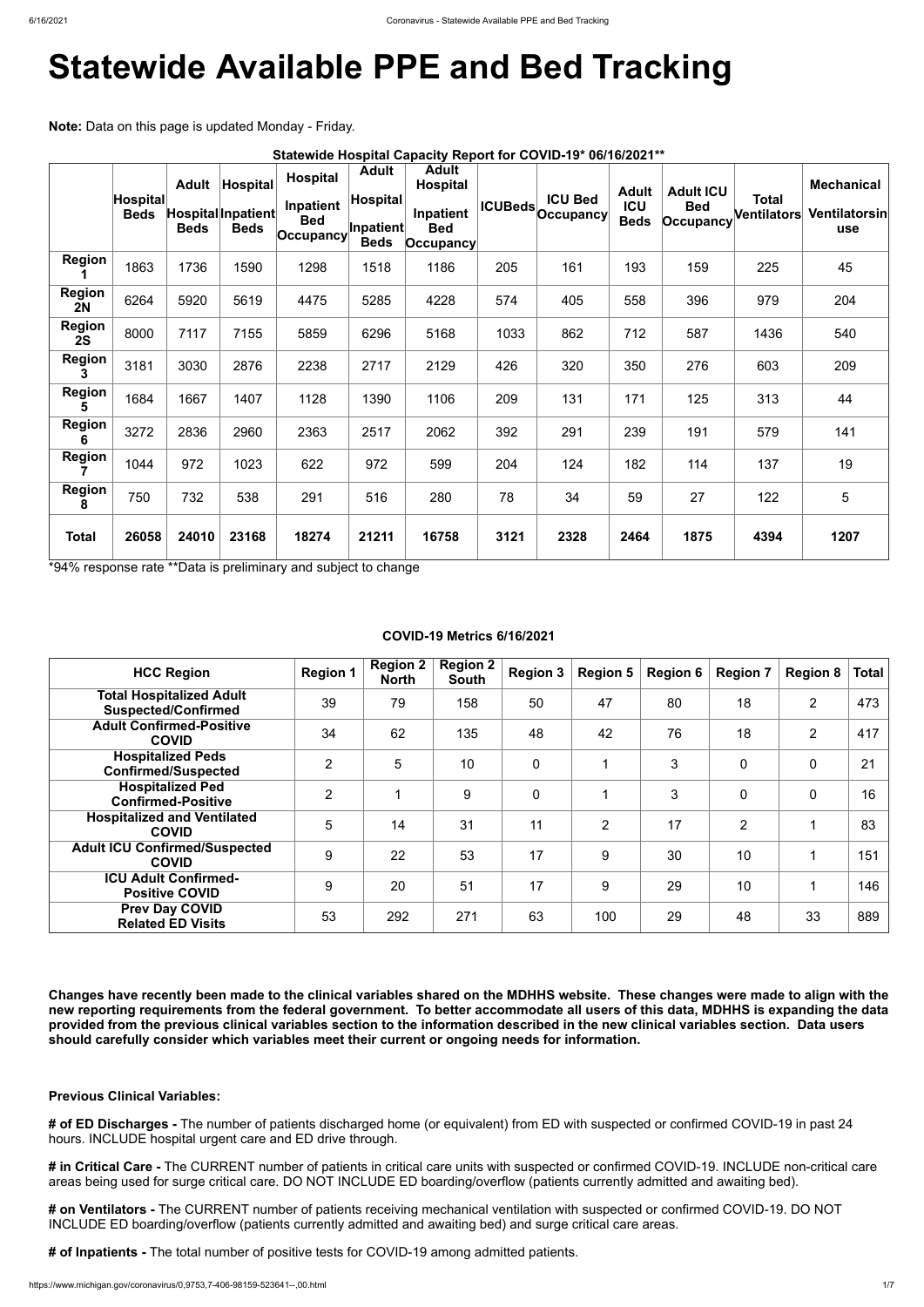# Statewide Available PPE and Bed Tracking

**Note:** Data on this page is updated Monday - Friday.

**Statewide Hospital Capacity Report for COVID-19* 06/16/2021****

| | Hospital Beds | Adult Hospital Beds | Hospital Inpatient Beds | Hospital Inpatient Bed Occupancy | Adult Hospital Inpatient Beds | Adult Hospital Inpatient Bed Occupancy | ICUBeds | ICU Bed Occupancy | Adult ICU Beds | Adult ICU Bed Occupancy | Total Ventilators | Mechanical Ventilatorsin use |
|---|---|---|---|---|---|---|---|---|---|---|---|---|
| **Region 1** | 1863 | 1736 | 1590 | 1298 | 1518 | 1186 | 205 | 161 | 193 | 159 | 225 | 45 |
| **Region 2N** | 6264 | 5920 | 5619 | 4475 | 5285 | 4228 | 574 | 405 | 558 | 396 | 979 | 204 |
| **Region 2S** | 8000 | 7117 | 7155 | 5859 | 6296 | 5168 | 1033 | 862 | 712 | 587 | 1436 | 540 |
| **Region 3** | 3181 | 3030 | 2876 | 2238 | 2717 | 2129 | 426 | 320 | 350 | 276 | 603 | 209 |
| **Region 5** | 1684 | 1667 | 1407 | 1128 | 1390 | 1106 | 209 | 131 | 171 | 125 | 313 | 44 |
| **Region 6** | 3272 | 2836 | 2960 | 2363 | 2517 | 2062 | 392 | 291 | 239 | 191 | 579 | 141 |
| **Region 7** | 1044 | 972 | 1023 | 622 | 972 | 599 | 204 | 124 | 182 | 114 | 137 | 19 |
| **Region 8** | 750 | 732 | 538 | 291 | 516 | 280 | 78 | 34 | 59 | 27 | 122 | 5 |
| **Total** | **26058** | **24010** | **23168** | **18274** | **21211** | **16758** | **3121** | **2328** | **2464** | **1875** | **4394** | **1207** |

*94% response rate **Data is preliminary and subject to change

**COVID-19 Metrics 6/16/2021**

| HCC Region | Region 1 | Region 2 North | Region 2 South | Region 3 | Region 5 | Region 6 | Region 7 | Region 8 | Total |
|---|---|---|---|---|---|---|---|---|---|
| **Total Hospitalized Adult Suspected/Confirmed** | 39 | 79 | 158 | 50 | 47 | 80 | 18 | 2 | 473 |
| **Adult Confirmed-Positive COVID** | 34 | 62 | 135 | 48 | 42 | 76 | 18 | 2 | 417 |
| **Hospitalized Peds Confirmed/Suspected** | 2 | 5 | 10 | 0 | 1 | 3 | 0 | 0 | 21 |
| **Hospitalized Ped Confirmed-Positive** | 2 | 1 | 9 | 0 | 1 | 3 | 0 | 0 | 16 |
| **Hospitalized and Ventilated COVID** | 5 | 14 | 31 | 11 | 2 | 17 | 2 | 1 | 83 |
| **Adult ICU Confirmed/Suspected COVID** | 9 | 22 | 53 | 17 | 9 | 30 | 10 | 1 | 151 |
| **ICU Adult Confirmed-Positive COVID** | 9 | 20 | 51 | 17 | 9 | 29 | 10 | 1 | 146 |
| **Prev Day COVID Related ED Visits** | 53 | 292 | 271 | 63 | 100 | 29 | 48 | 33 | 889 |

**Changes have recently been made to the clinical variables shared on the MDHHS website. These changes were made to align with the new reporting requirements from the federal government. To better accommodate all users of this data, MDHHS is expanding the data provided from the previous clinical variables section to the information described in the new clinical variables section. Data users should carefully consider which variables meet their current or ongoing needs for information.**

**Previous Clinical Variables:**

**# of ED Discharges -** The number of patients discharged home (or equivalent) from ED with suspected or confirmed COVID-19 in past 24 hours. INCLUDE hospital urgent care and ED drive through.

**# in Critical Care -** The CURRENT number of patients in critical care units with suspected or confirmed COVID-19. INCLUDE non-critical care areas being used for surge critical care. DO NOT INCLUDE ED boarding/overflow (patients currently admitted and awaiting bed).

**# on Ventilators -** The CURRENT number of patients receiving mechanical ventilation with suspected or confirmed COVID-19. DO NOT INCLUDE ED boarding/overflow (patients currently admitted and awaiting bed) and surge critical care areas.

**# of Inpatients -** The total number of positive tests for COVID-19 among admitted patients.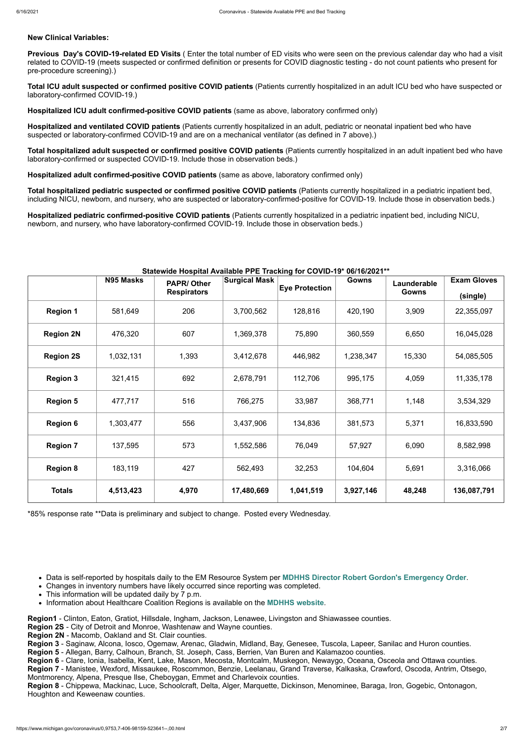**New Clinical Variables:**

**Previous Day's COVID-19-related ED Visits** ( Enter the total number of ED visits who were seen on the previous calendar day who had a visit related to COVID-19 (meets suspected or confirmed definition or presents for COVID diagnostic testing - do not count patients who present for pre-procedure screening).)

**Total ICU adult suspected or confirmed positive COVID patients** (Patients currently hospitalized in an adult ICU bed who have suspected or laboratory-confirmed COVID-19.)

**Hospitalized ICU adult confirmed-positive COVID patients** (same as above, laboratory confirmed only)

**Hospitalized and ventilated COVID patients** (Patients currently hospitalized in an adult, pediatric or neonatal inpatient bed who have suspected or laboratory-confirmed COVID-19 and are on a mechanical ventilator (as defined in 7 above).)

**Total hospitalized adult suspected or confirmed positive COVID patients** (Patients currently hospitalized in an adult inpatient bed who have laboratory-confirmed or suspected COVID-19. Include those in observation beds.)

**Hospitalized adult confirmed-positive COVID patients** (same as above, laboratory confirmed only)

**Total hospitalized pediatric suspected or confirmed positive COVID patients** (Patients currently hospitalized in a pediatric inpatient bed, including NICU, newborn, and nursery, who are suspected or laboratory-confirmed-positive for COVID-19. Include those in observation beds.)

**Hospitalized pediatric confirmed-positive COVID patients** (Patients currently hospitalized in a pediatric inpatient bed, including NICU, newborn, and nursery, who have laboratory-confirmed COVID-19. Include those in observation beds.)

**Statewide Hospital Available PPE Tracking for COVID-19\* 06/16/2021\*\***

| | N95 Masks | PAPR/ Other Respirators | Surgical Mask | Eye Protection | Gowns | Launderable Gowns | Exam Gloves (single) |
|---|---|---|---|---|---|---|---|
| **Region 1** | 581,649 | 206 | 3,700,562 | 128,816 | 420,190 | 3,909 | 22,355,097 |
| **Region 2N** | 476,320 | 607 | 1,369,378 | 75,890 | 360,559 | 6,650 | 16,045,028 |
| **Region 2S** | 1,032,131 | 1,393 | 3,412,678 | 446,982 | 1,238,347 | 15,330 | 54,085,505 |
| **Region 3** | 321,415 | 692 | 2,678,791 | 112,706 | 995,175 | 4,059 | 11,335,178 |
| **Region 5** | 477,717 | 516 | 766,275 | 33,987 | 368,771 | 1,148 | 3,534,329 |
| **Region 6** | 1,303,477 | 556 | 3,437,906 | 134,836 | 381,573 | 5,371 | 16,833,590 |
| **Region 7** | 137,595 | 573 | 1,552,586 | 76,049 | 57,927 | 6,090 | 8,582,998 |
| **Region 8** | 183,119 | 427 | 562,493 | 32,253 | 104,604 | 5,691 | 3,316,066 |
| **Totals** | **4,513,423** | **4,970** | **17,480,669** | **1,041,519** | **3,927,146** | **48,248** | **136,087,791** |

\*85% response rate \*\*Data is preliminary and subject to change. Posted every Wednesday.

- Data is self-reported by hospitals daily to the EM Resource System per **MDHHS Director Robert Gordon's Emergency Order**.
- Changes in inventory numbers have likely occurred since reporting was completed.
- This information will be updated daily by 7 p.m.
- Information about Healthcare Coalition Regions is available on the **MDHHS website**.

**Region1** - Clinton, Eaton, Gratiot, Hillsdale, Ingham, Jackson, Lenawee, Livingston and Shiawassee counties.
**Region 2S** - City of Detroit and Monroe, Washtenaw and Wayne counties.
**Region 2N** - Macomb, Oakland and St. Clair counties.
**Region 3** - Saginaw, Alcona, Iosco, Ogemaw, Arenac, Gladwin, Midland, Bay, Genesee, Tuscola, Lapeer, Sanilac and Huron counties.
**Region 5** - Allegan, Barry, Calhoun, Branch, St. Joseph, Cass, Berrien, Van Buren and Kalamazoo counties.
**Region 6** - Clare, Ionia, Isabella, Kent, Lake, Mason, Mecosta, Montcalm, Muskegon, Newaygo, Oceana, Osceola and Ottawa counties.
**Region 7** - Manistee, Wexford, Missaukee, Roscommon, Benzie, Leelanau, Grand Traverse, Kalkaska, Crawford, Oscoda, Antrim, Otsego, Montmorency, Alpena, Presque Isle, Cheboygan, Emmet and Charlevoix counties.
**Region 8** - Chippewa, Mackinac, Luce, Schoolcraft, Delta, Alger, Marquette, Dickinson, Menominee, Baraga, Iron, Gogebic, Ontonagon, Houghton and Keweenaw counties.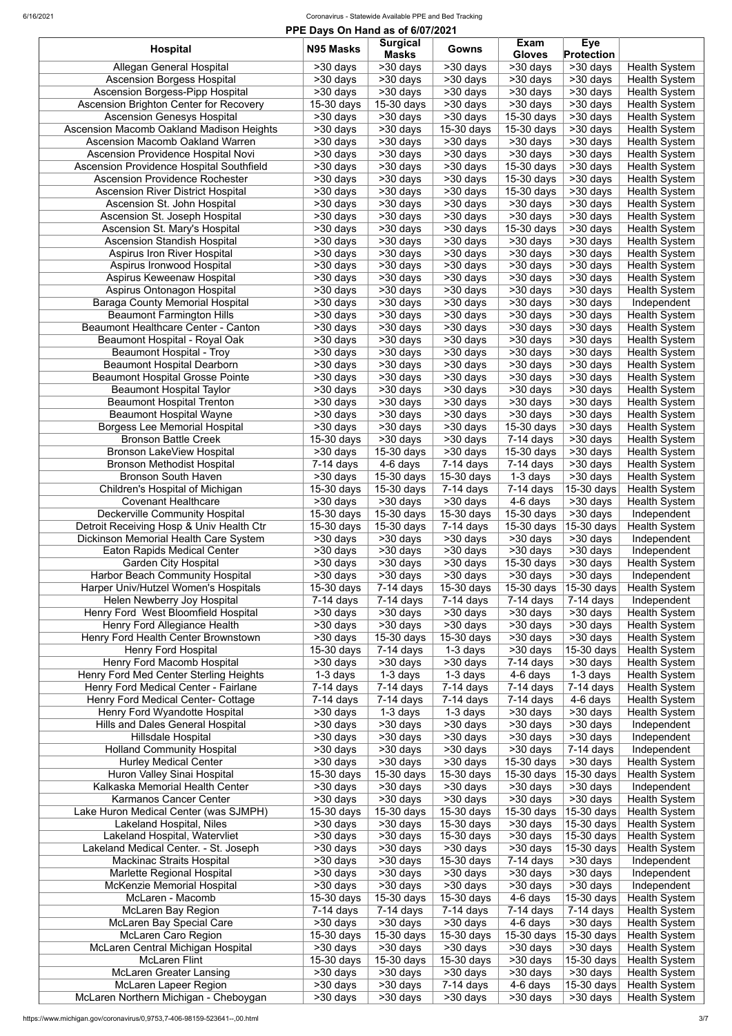## PPE Days On Hand as of 6/07/2021

| Hospital | N95 Masks | Surgical Masks | Gowns | Exam Gloves | Eye Protection | |
|---|---|---|---|---|---|---|
| Allegan General Hospital | >30 days | >30 days | >30 days | >30 days | >30 days | Health System |
| Ascension Borgess Hospital | >30 days | >30 days | >30 days | >30 days | >30 days | Health System |
| Ascension Borgess-Pipp Hospital | >30 days | >30 days | >30 days | >30 days | >30 days | Health System |
| Ascension Brighton Center for Recovery | 15-30 days | 15-30 days | >30 days | >30 days | >30 days | Health System |
| Ascension Genesys Hospital | >30 days | >30 days | >30 days | 15-30 days | >30 days | Health System |
| Ascension Macomb Oakland Madison Heights | >30 days | >30 days | 15-30 days | 15-30 days | >30 days | Health System |
| Ascension Macomb Oakland Warren | >30 days | >30 days | >30 days | >30 days | >30 days | Health System |
| Ascension Providence Hospital Novi | >30 days | >30 days | >30 days | >30 days | >30 days | Health System |
| Ascension Providence Hospital Southfield | >30 days | >30 days | >30 days | 15-30 days | >30 days | Health System |
| Ascension Providence Rochester | >30 days | >30 days | >30 days | 15-30 days | >30 days | Health System |
| Ascension River District Hospital | >30 days | >30 days | >30 days | 15-30 days | >30 days | Health System |
| Ascension St. John Hospital | >30 days | >30 days | >30 days | >30 days | >30 days | Health System |
| Ascension St. Joseph Hospital | >30 days | >30 days | >30 days | >30 days | >30 days | Health System |
| Ascension St. Mary's Hospital | >30 days | >30 days | >30 days | 15-30 days | >30 days | Health System |
| Ascension Standish Hospital | >30 days | >30 days | >30 days | >30 days | >30 days | Health System |
| Aspirus Iron River Hospital | >30 days | >30 days | >30 days | >30 days | >30 days | Health System |
| Aspirus Ironwood Hospital | >30 days | >30 days | >30 days | >30 days | >30 days | Health System |
| Aspirus Keweenaw Hospital | >30 days | >30 days | >30 days | >30 days | >30 days | Health System |
| Aspirus Ontonagon Hospital | >30 days | >30 days | >30 days | >30 days | >30 days | Health System |
| Baraga County Memorial Hospital | >30 days | >30 days | >30 days | >30 days | >30 days | Independent |
| Beaumont Farmington Hills | >30 days | >30 days | >30 days | >30 days | >30 days | Health System |
| Beaumont Healthcare Center - Canton | >30 days | >30 days | >30 days | >30 days | >30 days | Health System |
| Beaumont Hospital - Royal Oak | >30 days | >30 days | >30 days | >30 days | >30 days | Health System |
| Beaumont Hospital - Troy | >30 days | >30 days | >30 days | >30 days | >30 days | Health System |
| Beaumont Hospital Dearborn | >30 days | >30 days | >30 days | >30 days | >30 days | Health System |
| Beaumont Hospital Grosse Pointe | >30 days | >30 days | >30 days | >30 days | >30 days | Health System |
| Beaumont Hospital Taylor | >30 days | >30 days | >30 days | >30 days | >30 days | Health System |
| Beaumont Hospital Trenton | >30 days | >30 days | >30 days | >30 days | >30 days | Health System |
| Beaumont Hospital Wayne | >30 days | >30 days | >30 days | >30 days | >30 days | Health System |
| Borgess Lee Memorial Hospital | >30 days | >30 days | >30 days | 15-30 days | >30 days | Health System |
| Bronson Battle Creek | 15-30 days | >30 days | >30 days | 7-14 days | >30 days | Health System |
| Bronson LakeView Hospital | >30 days | 15-30 days | >30 days | 15-30 days | >30 days | Health System |
| Bronson Methodist Hospital | 7-14 days | 4-6 days | 7-14 days | 7-14 days | >30 days | Health System |
| Bronson South Haven | >30 days | 15-30 days | 15-30 days | 1-3 days | >30 days | Health System |
| Children's Hospital of Michigan | 15-30 days | 15-30 days | 7-14 days | 7-14 days | 15-30 days | Health System |
| Covenant Healthcare | >30 days | >30 days | >30 days | 4-6 days | >30 days | Health System |
| Deckerville Community Hospital | 15-30 days | 15-30 days | 15-30 days | 15-30 days | >30 days | Independent |
| Detroit Receiving Hosp & Univ Health Ctr | 15-30 days | 15-30 days | 7-14 days | 15-30 days | 15-30 days | Health System |
| Dickinson Memorial Health Care System | >30 days | >30 days | >30 days | >30 days | >30 days | Independent |
| Eaton Rapids Medical Center | >30 days | >30 days | >30 days | >30 days | >30 days | Independent |
| Garden City Hospital | >30 days | >30 days | >30 days | 15-30 days | >30 days | Health System |
| Harbor Beach Community Hospital | >30 days | >30 days | >30 days | >30 days | >30 days | Independent |
| Harper Univ/Hutzel Women's Hospitals | 15-30 days | 7-14 days | 15-30 days | 15-30 days | 15-30 days | Health System |
| Helen Newberry Joy Hospital | 7-14 days | 7-14 days | 7-14 days | 7-14 days | 7-14 days | Independent |
| Henry Ford West Bloomfield Hospital | >30 days | >30 days | >30 days | >30 days | >30 days | Health System |
| Henry Ford Allegiance Health | >30 days | >30 days | >30 days | >30 days | >30 days | Health System |
| Henry Ford Health Center Brownstown | >30 days | 15-30 days | 15-30 days | >30 days | >30 days | Health System |
| Henry Ford Hospital | 15-30 days | 7-14 days | 1-3 days | >30 days | 15-30 days | Health System |
| Henry Ford Macomb Hospital | >30 days | >30 days | >30 days | 7-14 days | >30 days | Health System |
| Henry Ford Med Center Sterling Heights | 1-3 days | 1-3 days | 1-3 days | 4-6 days | 1-3 days | Health System |
| Henry Ford Medical Center - Fairlane | 7-14 days | 7-14 days | 7-14 days | 7-14 days | 7-14 days | Health System |
| Henry Ford Medical Center- Cottage | 7-14 days | 7-14 days | 7-14 days | 7-14 days | 4-6 days | Health System |
| Henry Ford Wyandotte Hospital | >30 days | 1-3 days | 1-3 days | >30 days | >30 days | Health System |
| Hills and Dales General Hospital | >30 days | >30 days | >30 days | >30 days | >30 days | Independent |
| Hillsdale Hospital | >30 days | >30 days | >30 days | >30 days | >30 days | Independent |
| Holland Community Hospital | >30 days | >30 days | >30 days | >30 days | 7-14 days | Independent |
| Hurley Medical Center | >30 days | >30 days | >30 days | 15-30 days | >30 days | Health System |
| Huron Valley Sinai Hospital | 15-30 days | 15-30 days | 15-30 days | 15-30 days | 15-30 days | Health System |
| Kalkaska Memorial Health Center | >30 days | >30 days | >30 days | >30 days | >30 days | Independent |
| Karmanos Cancer Center | >30 days | >30 days | >30 days | >30 days | >30 days | Health System |
| Lake Huron Medical Center (was SJMPH) | 15-30 days | 15-30 days | 15-30 days | 15-30 days | 15-30 days | Health System |
| Lakeland Hospital, Niles | >30 days | >30 days | 15-30 days | >30 days | 15-30 days | Health System |
| Lakeland Hospital, Watervliet | >30 days | >30 days | 15-30 days | >30 days | 15-30 days | Health System |
| Lakeland Medical Center. - St. Joseph | >30 days | >30 days | >30 days | >30 days | 15-30 days | Health System |
| Mackinac Straits Hospital | >30 days | >30 days | 15-30 days | 7-14 days | >30 days | Independent |
| Marlette Regional Hospital | >30 days | >30 days | >30 days | >30 days | >30 days | Independent |
| McKenzie Memorial Hospital | >30 days | >30 days | >30 days | >30 days | >30 days | Independent |
| McLaren - Macomb | 15-30 days | 15-30 days | 15-30 days | 4-6 days | 15-30 days | Health System |
| McLaren Bay Region | 7-14 days | 7-14 days | 7-14 days | 7-14 days | 7-14 days | Health System |
| McLaren Bay Special Care | >30 days | >30 days | >30 days | 4-6 days | >30 days | Health System |
| McLaren Caro Region | 15-30 days | 15-30 days | 15-30 days | 15-30 days | 15-30 days | Health System |
| McLaren Central Michigan Hospital | >30 days | >30 days | >30 days | >30 days | >30 days | Health System |
| McLaren Flint | 15-30 days | 15-30 days | 15-30 days | >30 days | 15-30 days | Health System |
| McLaren Greater Lansing | >30 days | >30 days | >30 days | >30 days | >30 days | Health System |
| McLaren Lapeer Region | >30 days | >30 days | 7-14 days | 4-6 days | 15-30 days | Health System |
| McLaren Northern Michigan - Cheboygan | >30 days | >30 days | >30 days | >30 days | >30 days | Health System |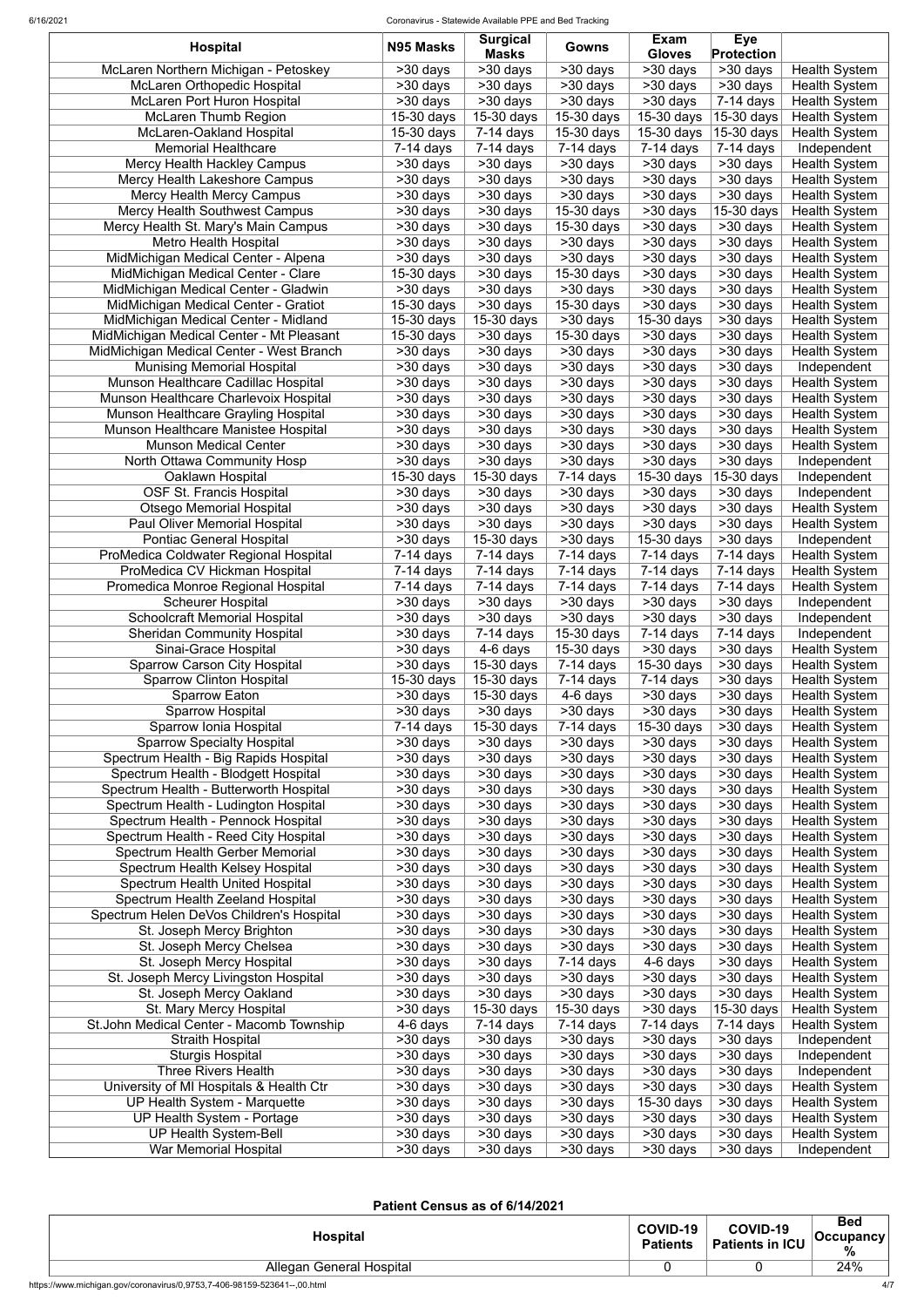| Hospital | N95 Masks | Surgical Masks | Gowns | Exam Gloves | Eye Protection | |
|---|---|---|---|---|---|---|
| McLaren Northern Michigan - Petoskey | >30 days | >30 days | >30 days | >30 days | >30 days | Health System |
| McLaren Orthopedic Hospital | >30 days | >30 days | >30 days | >30 days | >30 days | Health System |
| McLaren Port Huron Hospital | >30 days | >30 days | >30 days | >30 days | 7-14 days | Health System |
| McLaren Thumb Region | 15-30 days | 15-30 days | 15-30 days | 15-30 days | 15-30 days | Health System |
| McLaren-Oakland Hospital | 15-30 days | 7-14 days | 15-30 days | 15-30 days | 15-30 days | Health System |
| Memorial Healthcare | 7-14 days | 7-14 days | 7-14 days | 7-14 days | 7-14 days | Independent |
| Mercy Health Hackley Campus | >30 days | >30 days | >30 days | >30 days | >30 days | Health System |
| Mercy Health Lakeshore Campus | >30 days | >30 days | >30 days | >30 days | >30 days | Health System |
| Mercy Health Mercy Campus | >30 days | >30 days | >30 days | >30 days | >30 days | Health System |
| Mercy Health Southwest Campus | >30 days | >30 days | 15-30 days | >30 days | 15-30 days | Health System |
| Mercy Health St. Mary's Main Campus | >30 days | >30 days | 15-30 days | >30 days | >30 days | Health System |
| Metro Health Hospital | >30 days | >30 days | >30 days | >30 days | >30 days | Health System |
| MidMichigan Medical Center - Alpena | >30 days | >30 days | >30 days | >30 days | >30 days | Health System |
| MidMichigan Medical Center - Clare | 15-30 days | >30 days | 15-30 days | >30 days | >30 days | Health System |
| MidMichigan Medical Center - Gladwin | >30 days | >30 days | >30 days | >30 days | >30 days | Health System |
| MidMichigan Medical Center - Gratiot | 15-30 days | >30 days | 15-30 days | >30 days | >30 days | Health System |
| MidMichigan Medical Center - Midland | 15-30 days | 15-30 days | >30 days | 15-30 days | >30 days | Health System |
| MidMichigan Medical Center - Mt Pleasant | 15-30 days | >30 days | 15-30 days | >30 days | >30 days | Health System |
| MidMichigan Medical Center - West Branch | >30 days | >30 days | >30 days | >30 days | >30 days | Health System |
| Munising Memorial Hospital | >30 days | >30 days | >30 days | >30 days | >30 days | Independent |
| Munson Healthcare Cadillac Hospital | >30 days | >30 days | >30 days | >30 days | >30 days | Health System |
| Munson Healthcare Charlevoix Hospital | >30 days | >30 days | >30 days | >30 days | >30 days | Health System |
| Munson Healthcare Grayling Hospital | >30 days | >30 days | >30 days | >30 days | >30 days | Health System |
| Munson Healthcare Manistee Hospital | >30 days | >30 days | >30 days | >30 days | >30 days | Health System |
| Munson Medical Center | >30 days | >30 days | >30 days | >30 days | >30 days | Health System |
| North Ottawa Community Hosp | >30 days | >30 days | >30 days | >30 days | >30 days | Independent |
| Oaklawn Hospital | 15-30 days | 15-30 days | 7-14 days | 15-30 days | 15-30 days | Independent |
| OSF St. Francis Hospital | >30 days | >30 days | >30 days | >30 days | >30 days | Independent |
| Otsego Memorial Hospital | >30 days | >30 days | >30 days | >30 days | >30 days | Health System |
| Paul Oliver Memorial Hospital | >30 days | >30 days | >30 days | >30 days | >30 days | Health System |
| Pontiac General Hospital | >30 days | 15-30 days | >30 days | 15-30 days | >30 days | Independent |
| ProMedica Coldwater Regional Hospital | 7-14 days | 7-14 days | 7-14 days | 7-14 days | 7-14 days | Health System |
| ProMedica CV Hickman Hospital | 7-14 days | 7-14 days | 7-14 days | 7-14 days | 7-14 days | Health System |
| Promedica Monroe Regional Hospital | 7-14 days | 7-14 days | 7-14 days | 7-14 days | 7-14 days | Health System |
| Scheurer Hospital | >30 days | >30 days | >30 days | >30 days | >30 days | Independent |
| Schoolcraft Memorial Hospital | >30 days | >30 days | >30 days | >30 days | >30 days | Independent |
| Sheridan Community Hospital | >30 days | 7-14 days | 15-30 days | 7-14 days | 7-14 days | Independent |
| Sinai-Grace Hospital | >30 days | 4-6 days | 15-30 days | >30 days | >30 days | Health System |
| Sparrow Carson City Hospital | >30 days | 15-30 days | 7-14 days | 15-30 days | >30 days | Health System |
| Sparrow Clinton Hospital | 15-30 days | 15-30 days | 7-14 days | 7-14 days | >30 days | Health System |
| Sparrow Eaton | >30 days | 15-30 days | 4-6 days | >30 days | >30 days | Health System |
| Sparrow Hospital | >30 days | >30 days | >30 days | >30 days | >30 days | Health System |
| Sparrow Ionia Hospital | 7-14 days | 15-30 days | 7-14 days | 15-30 days | >30 days | Health System |
| Sparrow Specialty Hospital | >30 days | >30 days | >30 days | >30 days | >30 days | Health System |
| Spectrum Health - Big Rapids Hospital | >30 days | >30 days | >30 days | >30 days | >30 days | Health System |
| Spectrum Health - Blodgett Hospital | >30 days | >30 days | >30 days | >30 days | >30 days | Health System |
| Spectrum Health - Butterworth Hospital | >30 days | >30 days | >30 days | >30 days | >30 days | Health System |
| Spectrum Health - Ludington Hospital | >30 days | >30 days | >30 days | >30 days | >30 days | Health System |
| Spectrum Health - Pennock Hospital | >30 days | >30 days | >30 days | >30 days | >30 days | Health System |
| Spectrum Health - Reed City Hospital | >30 days | >30 days | >30 days | >30 days | >30 days | Health System |
| Spectrum Health Gerber Memorial | >30 days | >30 days | >30 days | >30 days | >30 days | Health System |
| Spectrum Health Kelsey Hospital | >30 days | >30 days | >30 days | >30 days | >30 days | Health System |
| Spectrum Health United Hospital | >30 days | >30 days | >30 days | >30 days | >30 days | Health System |
| Spectrum Health Zeeland Hospital | >30 days | >30 days | >30 days | >30 days | >30 days | Health System |
| Spectrum Helen DeVos Children's Hospital | >30 days | >30 days | >30 days | >30 days | >30 days | Health System |
| St. Joseph Mercy Brighton | >30 days | >30 days | >30 days | >30 days | >30 days | Health System |
| St. Joseph Mercy Chelsea | >30 days | >30 days | >30 days | >30 days | >30 days | Health System |
| St. Joseph Mercy Hospital | >30 days | >30 days | 7-14 days | 4-6 days | >30 days | Health System |
| St. Joseph Mercy Livingston Hospital | >30 days | >30 days | >30 days | >30 days | >30 days | Health System |
| St. Joseph Mercy Oakland | >30 days | >30 days | >30 days | >30 days | >30 days | Health System |
| St. Mary Mercy Hospital | >30 days | 15-30 days | 15-30 days | >30 days | 15-30 days | Health System |
| St.John Medical Center - Macomb Township | 4-6 days | 7-14 days | 7-14 days | 7-14 days | 7-14 days | Health System |
| Straith Hospital | >30 days | >30 days | >30 days | >30 days | >30 days | Independent |
| Sturgis Hospital | >30 days | >30 days | >30 days | >30 days | >30 days | Independent |
| Three Rivers Health | >30 days | >30 days | >30 days | >30 days | >30 days | Independent |
| University of MI Hospitals & Health Ctr | >30 days | >30 days | >30 days | >30 days | >30 days | Health System |
| UP Health System - Marquette | >30 days | >30 days | >30 days | 15-30 days | >30 days | Health System |
| UP Health System - Portage | >30 days | >30 days | >30 days | >30 days | >30 days | Health System |
| UP Health System-Bell | >30 days | >30 days | >30 days | >30 days | >30 days | Health System |
| War Memorial Hospital | >30 days | >30 days | >30 days | >30 days | >30 days | Independent |

## Patient Census as of 6/14/2021

| Hospital | COVID-19 Patients | COVID-19 Patients in ICU | Bed Occupancy % |
|---|---|---|---|
| Allegan General Hospital | 0 | 0 | 24% |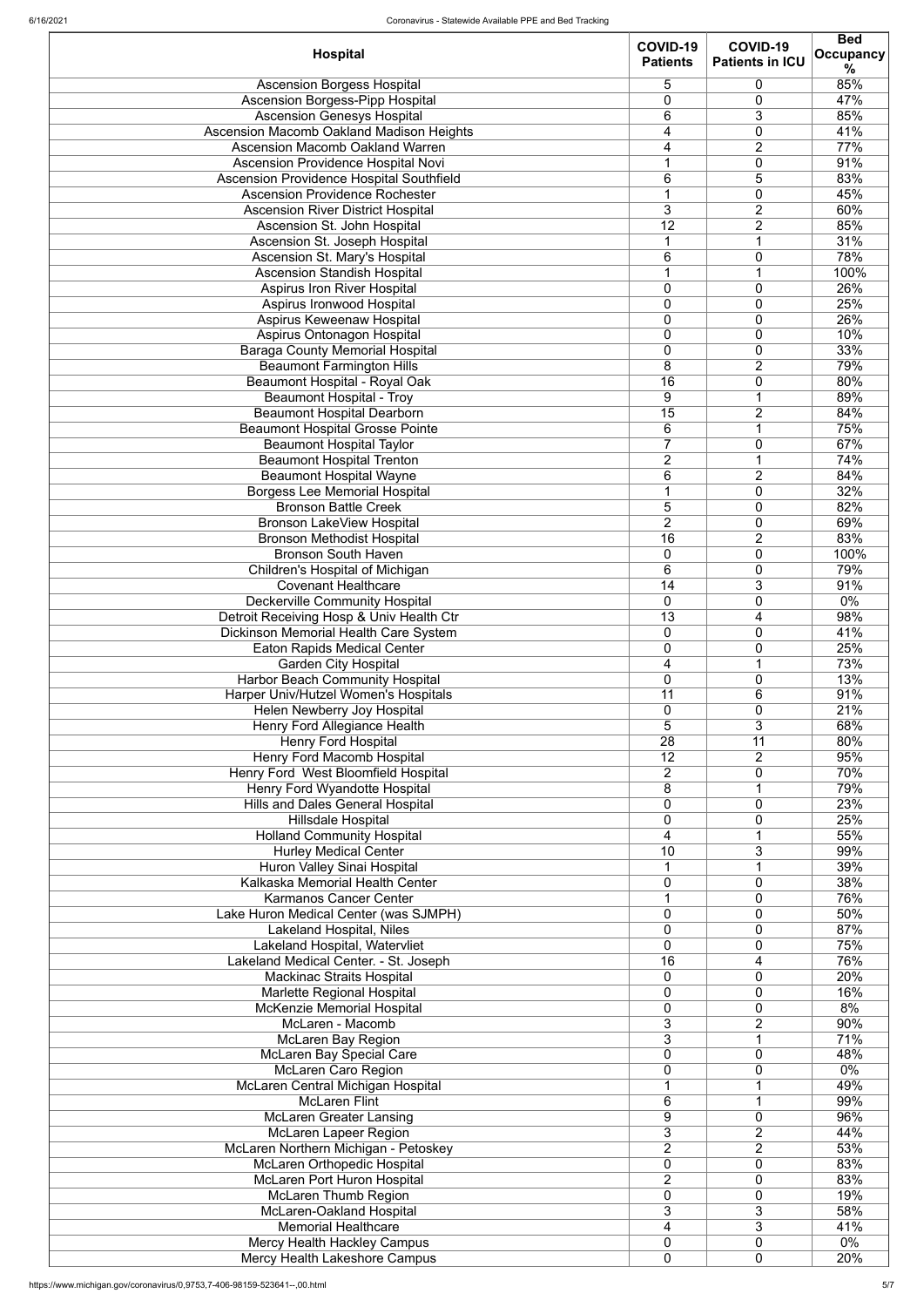| Hospital | COVID-19 Patients | COVID-19 Patients in ICU | Bed Occupancy % |
|---|---|---|---|
| Ascension Borgess Hospital | 5 | 0 | 85% |
| Ascension Borgess-Pipp Hospital | 0 | 0 | 47% |
| Ascension Genesys Hospital | 6 | 3 | 85% |
| Ascension Macomb Oakland Madison Heights | 4 | 0 | 41% |
| Ascension Macomb Oakland Warren | 4 | 2 | 77% |
| Ascension Providence Hospital Novi | 1 | 0 | 91% |
| Ascension Providence Hospital Southfield | 6 | 5 | 83% |
| Ascension Providence Rochester | 1 | 0 | 45% |
| Ascension River District Hospital | 3 | 2 | 60% |
| Ascension St. John Hospital | 12 | 2 | 85% |
| Ascension St. Joseph Hospital | 1 | 1 | 31% |
| Ascension St. Mary's Hospital | 6 | 0 | 78% |
| Ascension Standish Hospital | 1 | 1 | 100% |
| Aspirus Iron River Hospital | 0 | 0 | 26% |
| Aspirus Ironwood Hospital | 0 | 0 | 25% |
| Aspirus Keweenaw Hospital | 0 | 0 | 26% |
| Aspirus Ontonagon Hospital | 0 | 0 | 10% |
| Baraga County Memorial Hospital | 0 | 0 | 33% |
| Beaumont Farmington Hills | 8 | 2 | 79% |
| Beaumont Hospital - Royal Oak | 16 | 0 | 80% |
| Beaumont Hospital - Troy | 9 | 1 | 89% |
| Beaumont Hospital Dearborn | 15 | 2 | 84% |
| Beaumont Hospital Grosse Pointe | 6 | 1 | 75% |
| Beaumont Hospital Taylor | 7 | 0 | 67% |
| Beaumont Hospital Trenton | 2 | 1 | 74% |
| Beaumont Hospital Wayne | 6 | 2 | 84% |
| Borgess Lee Memorial Hospital | 1 | 0 | 32% |
| Bronson Battle Creek | 5 | 0 | 82% |
| Bronson LakeView Hospital | 2 | 0 | 69% |
| Bronson Methodist Hospital | 16 | 2 | 83% |
| Bronson South Haven | 0 | 0 | 100% |
| Children's Hospital of Michigan | 6 | 0 | 79% |
| Covenant Healthcare | 14 | 3 | 91% |
| Deckerville Community Hospital | 0 | 0 | 0% |
| Detroit Receiving Hosp & Univ Health Ctr | 13 | 4 | 98% |
| Dickinson Memorial Health Care System | 0 | 0 | 41% |
| Eaton Rapids Medical Center | 0 | 0 | 25% |
| Garden City Hospital | 4 | 1 | 73% |
| Harbor Beach Community Hospital | 0 | 0 | 13% |
| Harper Univ/Hutzel Women's Hospitals | 11 | 6 | 91% |
| Helen Newberry Joy Hospital | 0 | 0 | 21% |
| Henry Ford Allegiance Health | 5 | 3 | 68% |
| Henry Ford Hospital | 28 | 11 | 80% |
| Henry Ford Macomb Hospital | 12 | 2 | 95% |
| Henry Ford West Bloomfield Hospital | 2 | 0 | 70% |
| Henry Ford Wyandotte Hospital | 8 | 1 | 79% |
| Hills and Dales General Hospital | 0 | 0 | 23% |
| Hillsdale Hospital | 0 | 0 | 25% |
| Holland Community Hospital | 4 | 1 | 55% |
| Hurley Medical Center | 10 | 3 | 99% |
| Huron Valley Sinai Hospital | 1 | 1 | 39% |
| Kalkaska Memorial Health Center | 0 | 0 | 38% |
| Karmanos Cancer Center | 1 | 0 | 76% |
| Lake Huron Medical Center (was SJMPH) | 0 | 0 | 50% |
| Lakeland Hospital, Niles | 0 | 0 | 87% |
| Lakeland Hospital, Watervliet | 0 | 0 | 75% |
| Lakeland Medical Center. - St. Joseph | 16 | 4 | 76% |
| Mackinac Straits Hospital | 0 | 0 | 20% |
| Marlette Regional Hospital | 0 | 0 | 16% |
| McKenzie Memorial Hospital | 0 | 0 | 8% |
| McLaren - Macomb | 3 | 2 | 90% |
| McLaren Bay Region | 3 | 1 | 71% |
| McLaren Bay Special Care | 0 | 0 | 48% |
| McLaren Caro Region | 0 | 0 | 0% |
| McLaren Central Michigan Hospital | 1 | 1 | 49% |
| McLaren Flint | 6 | 1 | 99% |
| McLaren Greater Lansing | 9 | 0 | 96% |
| McLaren Lapeer Region | 3 | 2 | 44% |
| McLaren Northern Michigan - Petoskey | 2 | 2 | 53% |
| McLaren Orthopedic Hospital | 0 | 0 | 83% |
| McLaren Port Huron Hospital | 2 | 0 | 83% |
| McLaren Thumb Region | 0 | 0 | 19% |
| McLaren-Oakland Hospital | 3 | 3 | 58% |
| Memorial Healthcare | 4 | 3 | 41% |
| Mercy Health Hackley Campus | 0 | 0 | 0% |
| Mercy Health Lakeshore Campus | 0 | 0 | 20% |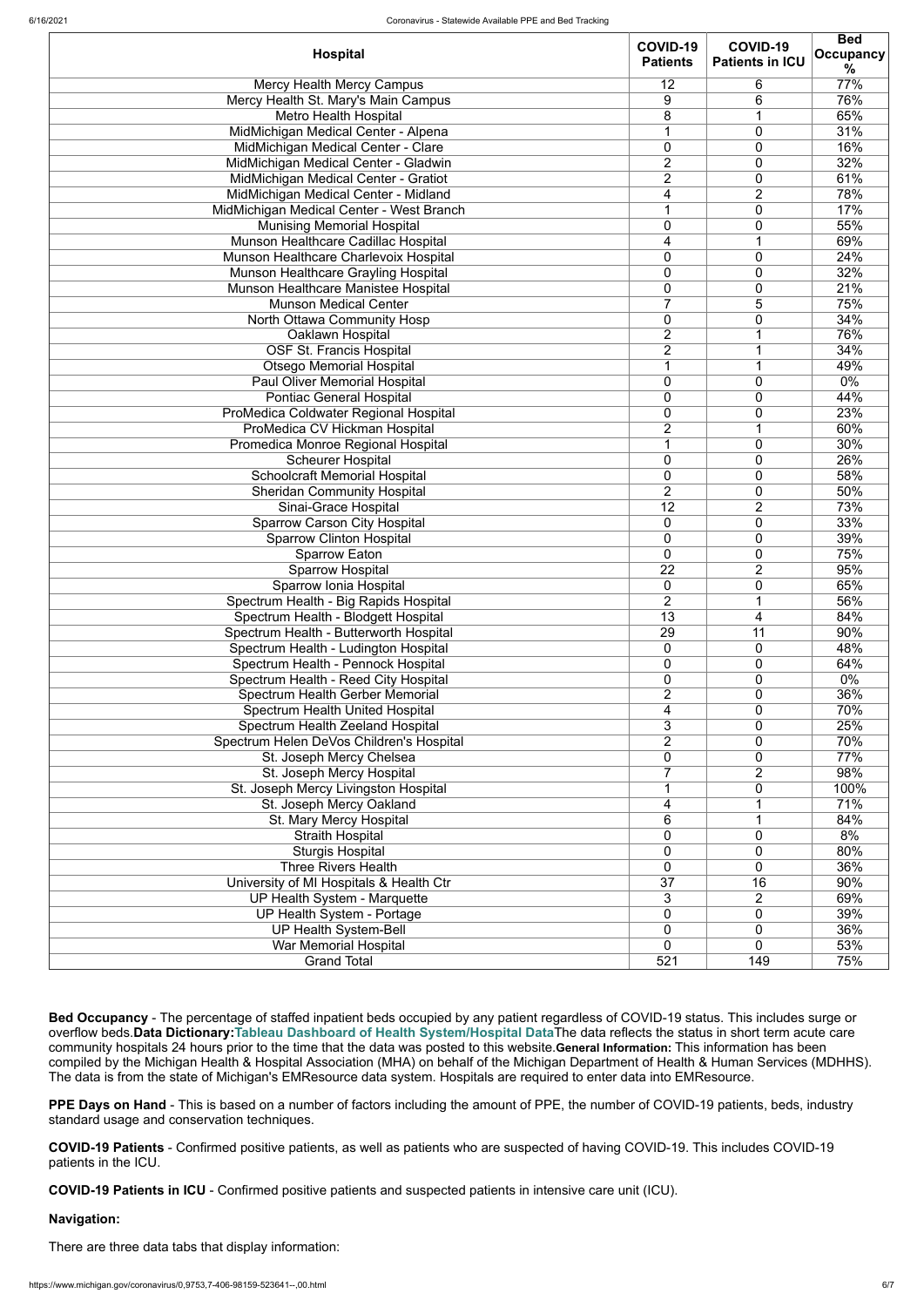| Hospital | COVID-19 Patients | COVID-19 Patients in ICU | Bed Occupancy % |
|---|---|---|---|
| Mercy Health Mercy Campus | 12 | 6 | 77% |
| Mercy Health St. Mary's Main Campus | 9 | 6 | 76% |
| Metro Health Hospital | 8 | 1 | 65% |
| MidMichigan Medical Center - Alpena | 1 | 0 | 31% |
| MidMichigan Medical Center - Clare | 0 | 0 | 16% |
| MidMichigan Medical Center - Gladwin | 2 | 0 | 32% |
| MidMichigan Medical Center - Gratiot | 2 | 0 | 61% |
| MidMichigan Medical Center - Midland | 4 | 2 | 78% |
| MidMichigan Medical Center - West Branch | 1 | 0 | 17% |
| Munising Memorial Hospital | 0 | 0 | 55% |
| Munson Healthcare Cadillac Hospital | 4 | 1 | 69% |
| Munson Healthcare Charlevoix Hospital | 0 | 0 | 24% |
| Munson Healthcare Grayling Hospital | 0 | 0 | 32% |
| Munson Healthcare Manistee Hospital | 0 | 0 | 21% |
| Munson Medical Center | 7 | 5 | 75% |
| North Ottawa Community Hosp | 0 | 0 | 34% |
| Oaklawn Hospital | 2 | 1 | 76% |
| OSF St. Francis Hospital | 2 | 1 | 34% |
| Otsego Memorial Hospital | 1 | 1 | 49% |
| Paul Oliver Memorial Hospital | 0 | 0 | 0% |
| Pontiac General Hospital | 0 | 0 | 44% |
| ProMedica Coldwater Regional Hospital | 0 | 0 | 23% |
| ProMedica CV Hickman Hospital | 2 | 1 | 60% |
| Promedica Monroe Regional Hospital | 1 | 0 | 30% |
| Scheurer Hospital | 0 | 0 | 26% |
| Schoolcraft Memorial Hospital | 0 | 0 | 58% |
| Sheridan Community Hospital | 2 | 0 | 50% |
| Sinai-Grace Hospital | 12 | 2 | 73% |
| Sparrow Carson City Hospital | 0 | 0 | 33% |
| Sparrow Clinton Hospital | 0 | 0 | 39% |
| Sparrow Eaton | 0 | 0 | 75% |
| Sparrow Hospital | 22 | 2 | 95% |
| Sparrow Ionia Hospital | 0 | 0 | 65% |
| Spectrum Health - Big Rapids Hospital | 2 | 1 | 56% |
| Spectrum Health - Blodgett Hospital | 13 | 4 | 84% |
| Spectrum Health - Butterworth Hospital | 29 | 11 | 90% |
| Spectrum Health - Ludington Hospital | 0 | 0 | 48% |
| Spectrum Health - Pennock Hospital | 0 | 0 | 64% |
| Spectrum Health - Reed City Hospital | 0 | 0 | 0% |
| Spectrum Health Gerber Memorial | 2 | 0 | 36% |
| Spectrum Health United Hospital | 4 | 0 | 70% |
| Spectrum Health Zeeland Hospital | 3 | 0 | 25% |
| Spectrum Helen DeVos Children's Hospital | 2 | 0 | 70% |
| St. Joseph Mercy Chelsea | 0 | 0 | 77% |
| St. Joseph Mercy Hospital | 7 | 2 | 98% |
| St. Joseph Mercy Livingston Hospital | 1 | 0 | 100% |
| St. Joseph Mercy Oakland | 4 | 1 | 71% |
| St. Mary Mercy Hospital | 6 | 1 | 84% |
| Straith Hospital | 0 | 0 | 8% |
| Sturgis Hospital | 0 | 0 | 80% |
| Three Rivers Health | 0 | 0 | 36% |
| University of MI Hospitals & Health Ctr | 37 | 16 | 90% |
| UP Health System - Marquette | 3 | 2 | 69% |
| UP Health System - Portage | 0 | 0 | 39% |
| UP Health System-Bell | 0 | 0 | 36% |
| War Memorial Hospital | 0 | 0 | 53% |
| Grand Total | 521 | 149 | 75% |

**Bed Occupancy** - The percentage of staffed inpatient beds occupied by any patient regardless of COVID-19 status. This includes surge or overflow beds.**Data Dictionary:Tableau Dashboard of Health System/Hospital Data**The data reflects the status in short term acute care community hospitals 24 hours prior to the time that the data was posted to this website.**General Information:** This information has been compiled by the Michigan Health & Hospital Association (MHA) on behalf of the Michigan Department of Health & Human Services (MDHHS). The data is from the state of Michigan's EMResource data system. Hospitals are required to enter data into EMResource.

**PPE Days on Hand** - This is based on a number of factors including the amount of PPE, the number of COVID-19 patients, beds, industry standard usage and conservation techniques.

**COVID-19 Patients** - Confirmed positive patients, as well as patients who are suspected of having COVID-19. This includes COVID-19 patients in the ICU.

**COVID-19 Patients in ICU** - Confirmed positive patients and suspected patients in intensive care unit (ICU).

**Navigation:**

There are three data tabs that display information: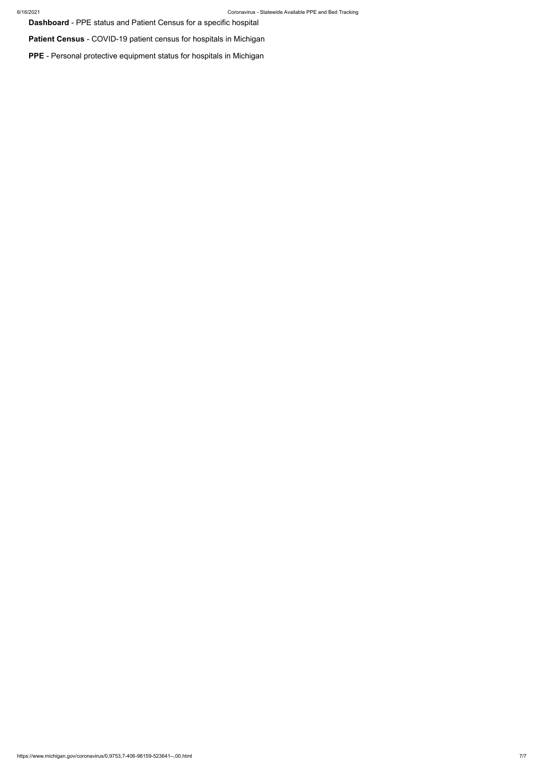**Dashboard** - PPE status and Patient Census for a specific hospital

**Patient Census** - COVID-19 patient census for hospitals in Michigan

**PPE** - Personal protective equipment status for hospitals in Michigan